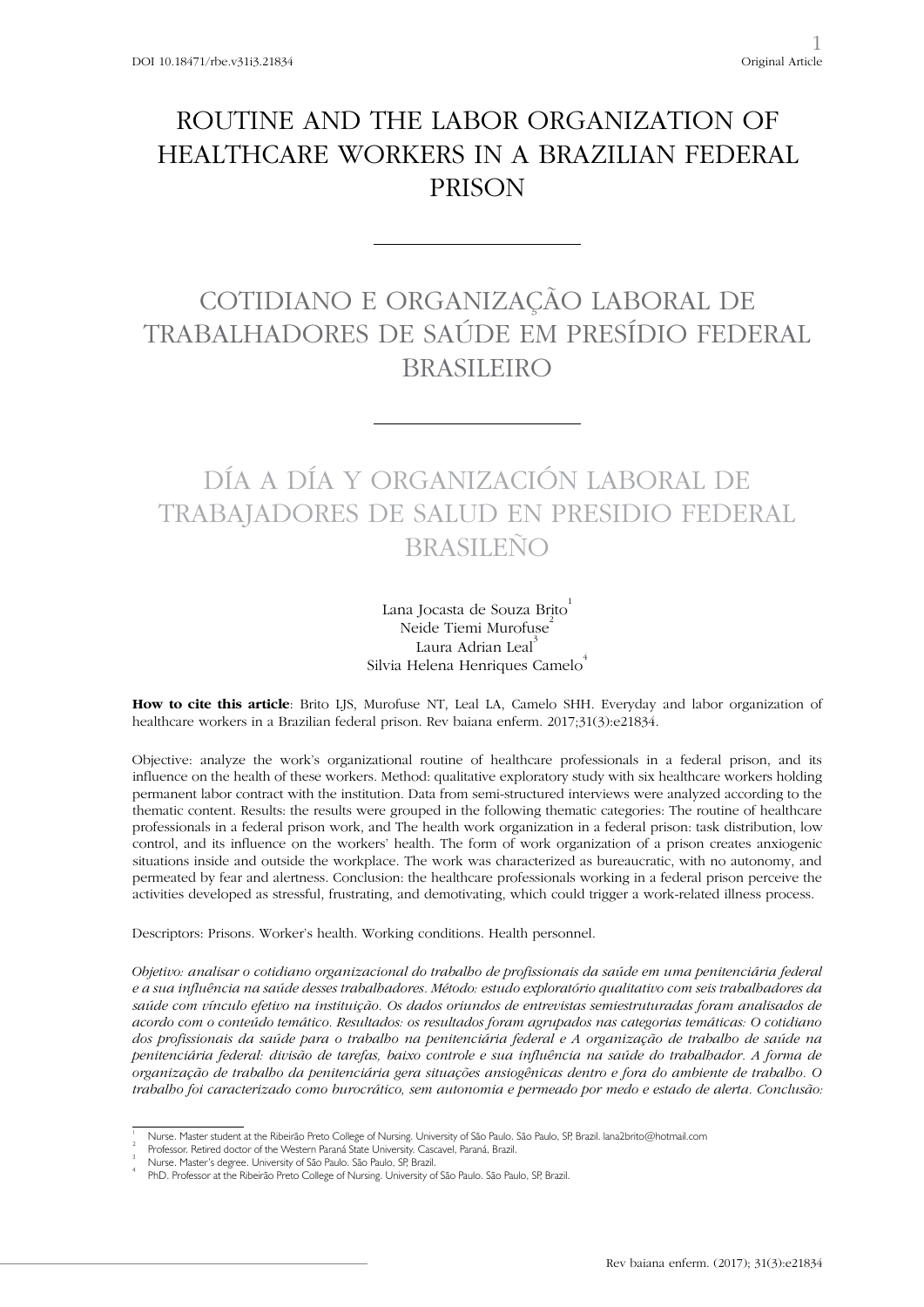DOI 10.18471/rbe.v31i3.21834

Original Article

# ROUTINE AND THE LABOR ORGANIZATION OF HEALTHCARE WORKERS IN A BRAZILIAN FEDERAL PRISON

# COTIDIANO E ORGANIZAÇÃO LABORAL DE TRABALHADORES DE SAÚDE EM PRESÍDIO FEDERAL BRASILEIRO

# DÍA A DÍA Y ORGANIZACIÓN LABORAL DE TRABAJADORES DE SALUD EN PRESIDIO FEDERAL BRASILEÑO

Lana Jocasta de Souza Brito[1]
Neide Tiemi Murofuse[2]
Laura Adrian Leal[3]
Silvia Helena Henriques Camelo[4]

**How to cite this article**: Brito LJS, Murofuse NT, Leal LA, Camelo SHH. Everyday and labor organization of healthcare workers in a Brazilian federal prison. Rev baiana enferm. 2017;31(3):e21834.

Objective: analyze the work's organizational routine of healthcare professionals in a federal prison, and its influence on the health of these workers. Method: qualitative exploratory study with six healthcare workers holding permanent labor contract with the institution. Data from semi-structured interviews were analyzed according to the thematic content. Results: the results were grouped in the following thematic categories: The routine of healthcare professionals in a federal prison work, and The health work organization in a federal prison: task distribution, low control, and its influence on the workers' health. The form of work organization of a prison creates anxiogenic situations inside and outside the workplace. The work was characterized as bureaucratic, with no autonomy, and permeated by fear and alertness. Conclusion: the healthcare professionals working in a federal prison perceive the activities developed as stressful, frustrating, and demotivating, which could trigger a work-related illness process.

Descriptors: Prisons. Worker's health. Working conditions. Health personnel.

*Objetivo: analisar o cotidiano organizacional do trabalho de profissionais da saúde em uma penitenciária federal e a sua influência na saúde desses trabalhadores. Método: estudo exploratório qualitativo com seis trabalhadores da saúde com vínculo efetivo na instituição. Os dados oriundos de entrevistas semiestruturadas foram analisados de acordo com o conteúdo temático. Resultados: os resultados foram agrupados nas categorias temáticas: O cotidiano dos profissionais da saúde para o trabalho na penitenciária federal e A organização de trabalho de saúde na penitenciária federal: divisão de tarefas, baixo controle e sua influência na saúde do trabalhador. A forma de organização de trabalho da penitenciária gera situações ansiogênicas dentro e fora do ambiente de trabalho. O trabalho foi caracterizado como burocrático, sem autonomia e permeado por medo e estado de alerta. Conclusão:*

---

[1] Nurse. Master student at the Ribeirão Preto College of Nursing. University of São Paulo. São Paulo, SP, Brazil. lana2brito@hotmail.com

[2] Professor. Retired doctor of the Western Paraná State University. Cascavel, Paraná, Brazil.

[3] Nurse. Master's degree. University of São Paulo. São Paulo, SP, Brazil.

[4] PhD. Professor at the Ribeirão Preto College of Nursing. University of São Paulo. São Paulo, SP, Brazil.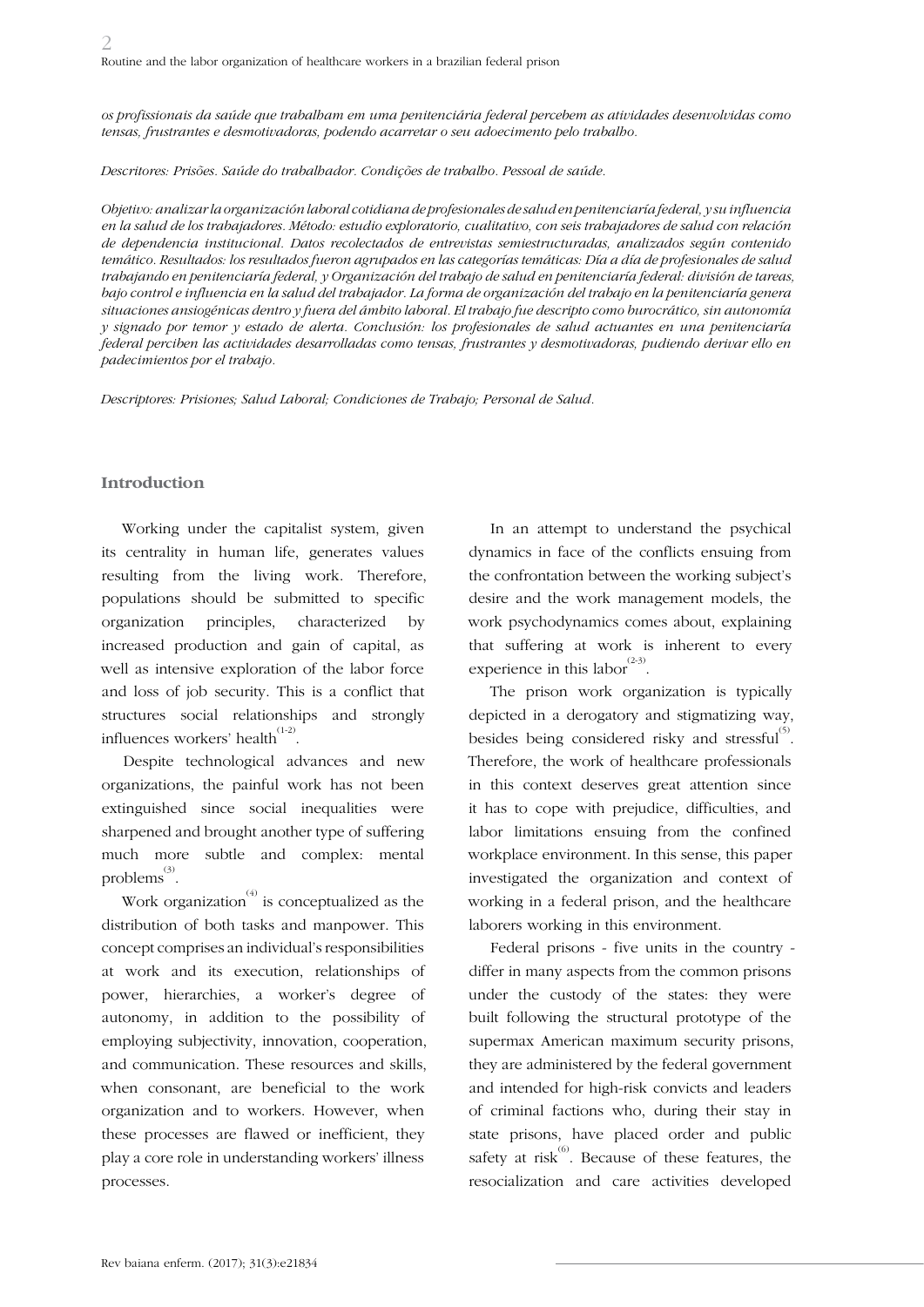*os profissionais da saúde que trabalham em uma penitenciária federal percebem as atividades desenvolvidas como tensas, frustrantes e desmotivadoras, podendo acarretar o seu adoecimento pelo trabalho.*

*Descritores: Prisões. Saúde do trabalhador. Condições de trabalho. Pessoal de saúde.*

*Objetivo: analizar la organización laboral cotidiana de profesionales de salud en penitenciaría federal, y su influencia en la salud de los trabajadores. Método: estudio exploratorio, cualitativo, con seis trabajadores de salud con relación de dependencia institucional. Datos recolectados de entrevistas semiestructuradas, analizados según contenido temático. Resultados: los resultados fueron agrupados en las categorías temáticas: Día a día de profesionales de salud trabajando en penitenciaría federal, y Organización del trabajo de salud en penitenciaría federal: división de tareas, bajo control e influencia en la salud del trabajador. La forma de organización del trabajo en la penitenciaría genera situaciones ansiogénicas dentro y fuera del ámbito laboral. El trabajo fue descripto como burocrático, sin autonomía y signado por temor y estado de alerta. Conclusión: los profesionales de salud actuantes en una penitenciaría federal perciben las actividades desarrolladas como tensas, frustrantes y desmotivadoras, pudiendo derivar ello en padecimientos por el trabajo.*

*Descriptores: Prisiones; Salud Laboral; Condiciones de Trabajo; Personal de Salud.*

## Introduction

Working under the capitalist system, given its centrality in human life, generates values resulting from the living work. Therefore, populations should be submitted to specific organization principles, characterized by increased production and gain of capital, as well as intensive exploration of the labor force and loss of job security. This is a conflict that structures social relationships and strongly influences workers' health[1-2].

Despite technological advances and new organizations, the painful work has not been extinguished since social inequalities were sharpened and brought another type of suffering much more subtle and complex: mental problems[3].

Work organization[4] is conceptualized as the distribution of both tasks and manpower. This concept comprises an individual's responsibilities at work and its execution, relationships of power, hierarchies, a worker's degree of autonomy, in addition to the possibility of employing subjectivity, innovation, cooperation, and communication. These resources and skills, when consonant, are beneficial to the work organization and to workers. However, when these processes are flawed or inefficient, they play a core role in understanding workers' illness processes.

In an attempt to understand the psychical dynamics in face of the conflicts ensuing from the confrontation between the working subject's desire and the work management models, the work psychodynamics comes about, explaining that suffering at work is inherent to every experience in this labor[2-3].

The prison work organization is typically depicted in a derogatory and stigmatizing way, besides being considered risky and stressful[5]. Therefore, the work of healthcare professionals in this context deserves great attention since it has to cope with prejudice, difficulties, and labor limitations ensuing from the confined workplace environment. In this sense, this paper investigated the organization and context of working in a federal prison, and the healthcare laborers working in this environment.

Federal prisons - five units in the country - differ in many aspects from the common prisons under the custody of the states: they were built following the structural prototype of the supermax American maximum security prisons, they are administered by the federal government and intended for high-risk convicts and leaders of criminal factions who, during their stay in state prisons, have placed order and public safety at risk[6]. Because of these features, the resocialization and care activities developed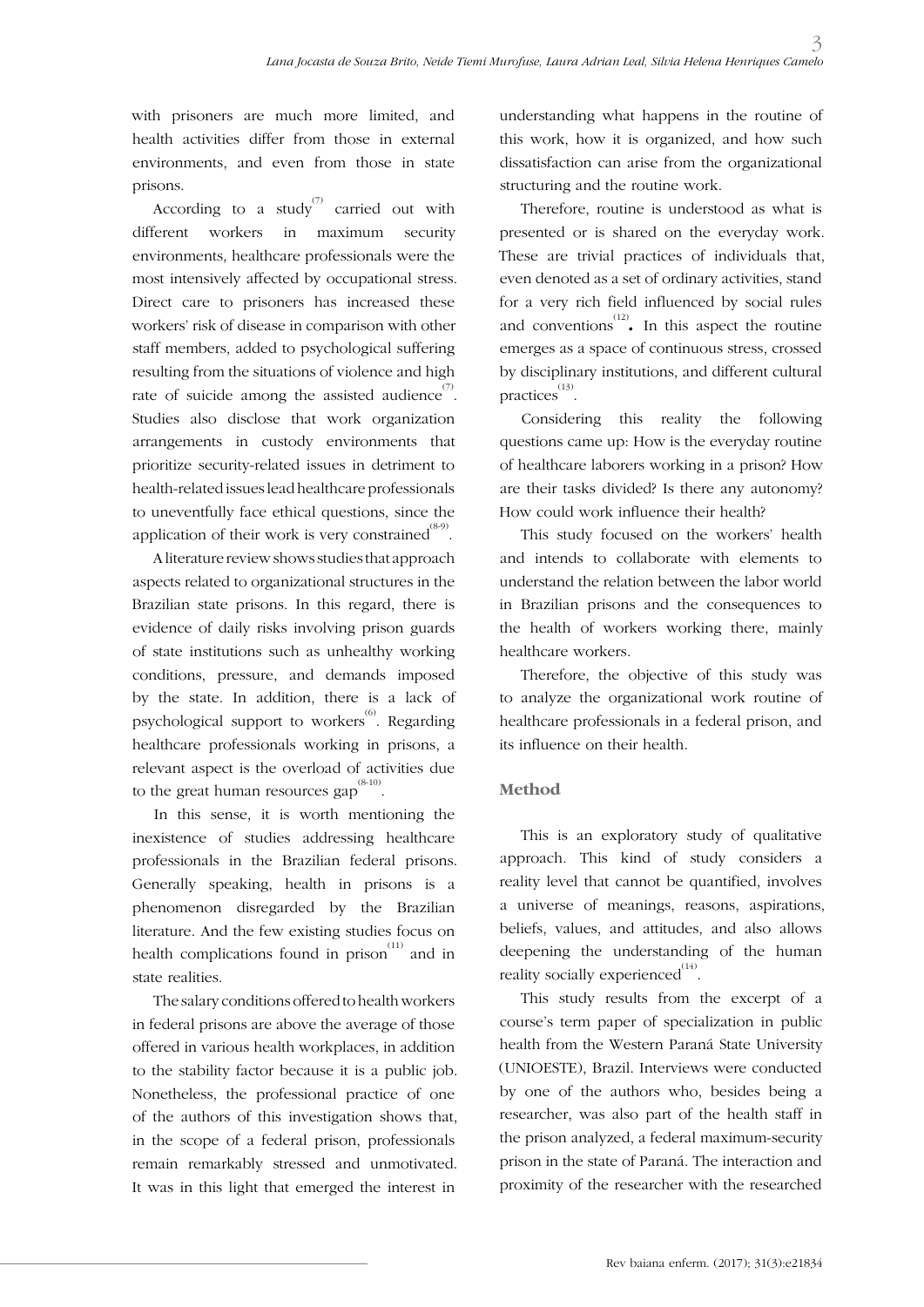with prisoners are much more limited, and health activities differ from those in external environments, and even from those in state prisons.

According to a study[7] carried out with different workers in maximum security environments, healthcare professionals were the most intensively affected by occupational stress. Direct care to prisoners has increased these workers' risk of disease in comparison with other staff members, added to psychological suffering resulting from the situations of violence and high rate of suicide among the assisted audience[7]. Studies also disclose that work organization arrangements in custody environments that prioritize security-related issues in detriment to health-related issues lead healthcare professionals to uneventfully face ethical questions, since the application of their work is very constrained[8-9].

A literature review shows studies that approach aspects related to organizational structures in the Brazilian state prisons. In this regard, there is evidence of daily risks involving prison guards of state institutions such as unhealthy working conditions, pressure, and demands imposed by the state. In addition, there is a lack of psychological support to workers[6]. Regarding healthcare professionals working in prisons, a relevant aspect is the overload of activities due to the great human resources gap[8-10].

In this sense, it is worth mentioning the inexistence of studies addressing healthcare professionals in the Brazilian federal prisons. Generally speaking, health in prisons is a phenomenon disregarded by the Brazilian literature. And the few existing studies focus on health complications found in prison[11] and in state realities.

The salary conditions offered to health workers in federal prisons are above the average of those offered in various health workplaces, in addition to the stability factor because it is a public job. Nonetheless, the professional practice of one of the authors of this investigation shows that, in the scope of a federal prison, professionals remain remarkably stressed and unmotivated. It was in this light that emerged the interest in understanding what happens in the routine of this work, how it is organized, and how such dissatisfaction can arise from the organizational structuring and the routine work.

Therefore, routine is understood as what is presented or is shared on the everyday work. These are trivial practices of individuals that, even denoted as a set of ordinary activities, stand for a very rich field influenced by social rules and conventions[12]**.** In this aspect the routine emerges as a space of continuous stress, crossed by disciplinary institutions, and different cultural practices[13].

Considering this reality the following questions came up: How is the everyday routine of healthcare laborers working in a prison? How are their tasks divided? Is there any autonomy? How could work influence their health?

This study focused on the workers' health and intends to collaborate with elements to understand the relation between the labor world in Brazilian prisons and the consequences to the health of workers working there, mainly healthcare workers.

Therefore, the objective of this study was to analyze the organizational work routine of healthcare professionals in a federal prison, and its influence on their health.

## Method

This is an exploratory study of qualitative approach. This kind of study considers a reality level that cannot be quantified, involves a universe of meanings, reasons, aspirations, beliefs, values, and attitudes, and also allows deepening the understanding of the human reality socially experienced[14].

This study results from the excerpt of a course's term paper of specialization in public health from the Western Paraná State University (UNIOESTE), Brazil. Interviews were conducted by one of the authors who, besides being a researcher, was also part of the health staff in the prison analyzed, a federal maximum-security prison in the state of Paraná. The interaction and proximity of the researcher with the researched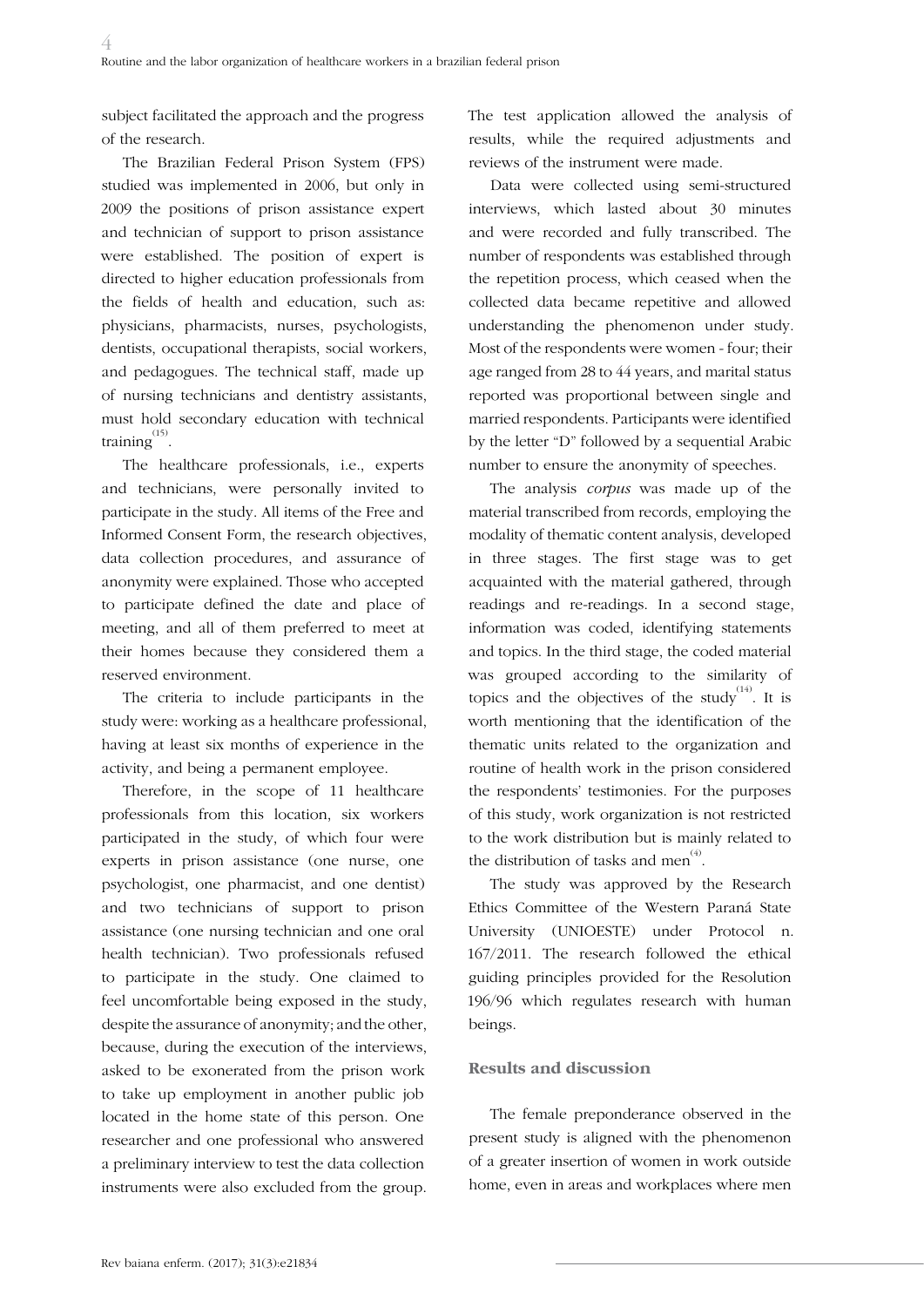subject facilitated the approach and the progress of the research.

The Brazilian Federal Prison System (FPS) studied was implemented in 2006, but only in 2009 the positions of prison assistance expert and technician of support to prison assistance were established. The position of expert is directed to higher education professionals from the fields of health and education, such as: physicians, pharmacists, nurses, psychologists, dentists, occupational therapists, social workers, and pedagogues. The technical staff, made up of nursing technicians and dentistry assistants, must hold secondary education with technical training[15].

The healthcare professionals, i.e., experts and technicians, were personally invited to participate in the study. All items of the Free and Informed Consent Form, the research objectives, data collection procedures, and assurance of anonymity were explained. Those who accepted to participate defined the date and place of meeting, and all of them preferred to meet at their homes because they considered them a reserved environment.

The criteria to include participants in the study were: working as a healthcare professional, having at least six months of experience in the activity, and being a permanent employee.

Therefore, in the scope of 11 healthcare professionals from this location, six workers participated in the study, of which four were experts in prison assistance (one nurse, one psychologist, one pharmacist, and one dentist) and two technicians of support to prison assistance (one nursing technician and one oral health technician). Two professionals refused to participate in the study. One claimed to feel uncomfortable being exposed in the study, despite the assurance of anonymity; and the other, because, during the execution of the interviews, asked to be exonerated from the prison work to take up employment in another public job located in the home state of this person. One researcher and one professional who answered a preliminary interview to test the data collection instruments were also excluded from the group. The test application allowed the analysis of results, while the required adjustments and reviews of the instrument were made.

Data were collected using semi-structured interviews, which lasted about 30 minutes and were recorded and fully transcribed. The number of respondents was established through the repetition process, which ceased when the collected data became repetitive and allowed understanding the phenomenon under study. Most of the respondents were women - four; their age ranged from 28 to 44 years, and marital status reported was proportional between single and married respondents. Participants were identified by the letter "D" followed by a sequential Arabic number to ensure the anonymity of speeches.

The analysis *corpus* was made up of the material transcribed from records, employing the modality of thematic content analysis, developed in three stages. The first stage was to get acquainted with the material gathered, through readings and re-readings. In a second stage, information was coded, identifying statements and topics. In the third stage, the coded material was grouped according to the similarity of topics and the objectives of the study[14]. It is worth mentioning that the identification of the thematic units related to the organization and routine of health work in the prison considered the respondents' testimonies. For the purposes of this study, work organization is not restricted to the work distribution but is mainly related to the distribution of tasks and men[4].

The study was approved by the Research Ethics Committee of the Western Paraná State University (UNIOESTE) under Protocol n. 167/2011. The research followed the ethical guiding principles provided for the Resolution 196/96 which regulates research with human beings.

## Results and discussion

The female preponderance observed in the present study is aligned with the phenomenon of a greater insertion of women in work outside home, even in areas and workplaces where men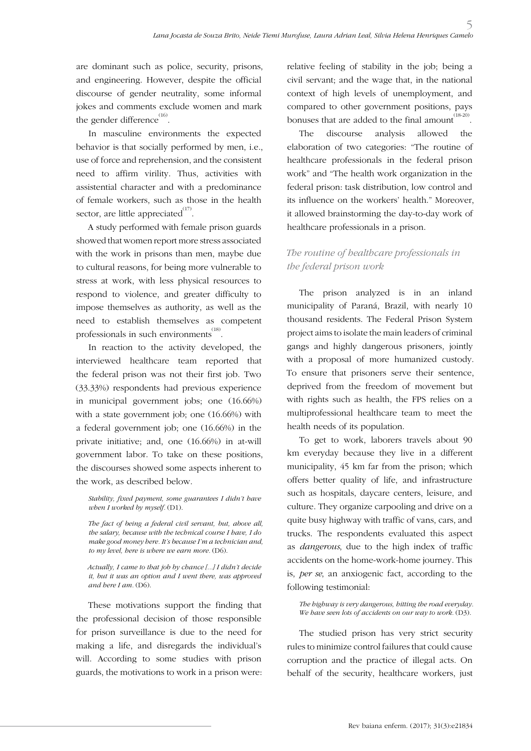are dominant such as police, security, prisons, and engineering. However, despite the official discourse of gender neutrality, some informal jokes and comments exclude women and mark the gender difference[16].

In masculine environments the expected behavior is that socially performed by men, i.e., use of force and reprehension, and the consistent need to affirm virility. Thus, activities with assistential character and with a predominance of female workers, such as those in the health sector, are little appreciated[17].

A study performed with female prison guards showed that women report more stress associated with the work in prisons than men, maybe due to cultural reasons, for being more vulnerable to stress at work, with less physical resources to respond to violence, and greater difficulty to impose themselves as authority, as well as the need to establish themselves as competent professionals in such environments[18].

In reaction to the activity developed, the interviewed healthcare team reported that the federal prison was not their first job. Two (33.33%) respondents had previous experience in municipal government jobs; one (16.66%) with a state government job; one (16.66%) with a federal government job; one (16.66%) in the private initiative; and, one (16.66%) in at-will government labor. To take on these positions, the discourses showed some aspects inherent to the work, as described below.

> *Stability, fixed payment, some guarantees I didn't have when I worked by myself.* (D1).

> *The fact of being a federal civil servant, but, above all, the salary, because with the technical course I have, I do make good money here. It's because I'm a technician and, to my level, here is where we earn more.* (D6).

> *Actually, I came to that job by chance [...] I didn't decide it, but it was an option and I went there, was approved and here I am.* (D6).

These motivations support the finding that the professional decision of those responsible for prison surveillance is due to the need for making a life, and disregards the individual's will. According to some studies with prison guards, the motivations to work in a prison were: relative feeling of stability in the job; being a civil servant; and the wage that, in the national context of high levels of unemployment, and compared to other government positions, pays bonuses that are added to the final amount[18-20].

The discourse analysis allowed the elaboration of two categories: "The routine of healthcare professionals in the federal prison work" and "The health work organization in the federal prison: task distribution, low control and its influence on the workers' health." Moreover, it allowed brainstorming the day-to-day work of healthcare professionals in a prison.

### *The routine of healthcare professionals in the federal prison work*

The prison analyzed is in an inland municipality of Paraná, Brazil, with nearly 10 thousand residents. The Federal Prison System project aims to isolate the main leaders of criminal gangs and highly dangerous prisoners, jointly with a proposal of more humanized custody. To ensure that prisoners serve their sentence, deprived from the freedom of movement but with rights such as health, the FPS relies on a multiprofessional healthcare team to meet the health needs of its population.

To get to work, laborers travels about 90 km everyday because they live in a different municipality, 45 km far from the prison; which offers better quality of life, and infrastructure such as hospitals, daycare centers, leisure, and culture. They organize carpooling and drive on a quite busy highway with traffic of vans, cars, and trucks. The respondents evaluated this aspect as *dangerous*, due to the high index of traffic accidents on the home-work-home journey. This is, *per se*, an anxiogenic fact, according to the following testimonial:

> *The highway is very dangerous, hitting the road everyday. We have seen lots of accidents on our way to work.* (D3).

The studied prison has very strict security rules to minimize control failures that could cause corruption and the practice of illegal acts. On behalf of the security, healthcare workers, just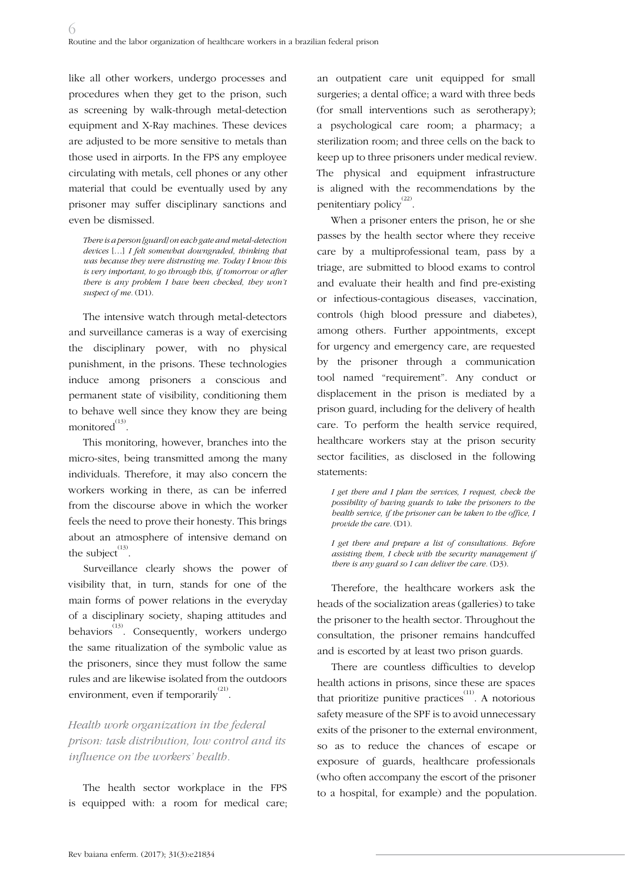like all other workers, undergo processes and procedures when they get to the prison, such as screening by walk-through metal-detection equipment and X-Ray machines. These devices are adjusted to be more sensitive to metals than those used in airports. In the FPS any employee circulating with metals, cell phones or any other material that could be eventually used by any prisoner may suffer disciplinary sanctions and even be dismissed.

> *There is a person [guard] on each gate and metal-detection devices* […] *I felt somewhat downgraded, thinking that was because they were distrusting me. Today I know this is very important, to go through this, if tomorrow or after there is any problem I have been checked, they won't suspect of me.* (D1).

The intensive watch through metal-detectors and surveillance cameras is a way of exercising the disciplinary power, with no physical punishment, in the prisons. These technologies induce among prisoners a conscious and permanent state of visibility, conditioning them to behave well since they know they are being monitored[13].

This monitoring, however, branches into the micro-sites, being transmitted among the many individuals. Therefore, it may also concern the workers working in there, as can be inferred from the discourse above in which the worker feels the need to prove their honesty. This brings about an atmosphere of intensive demand on the subject[13].

Surveillance clearly shows the power of visibility that, in turn, stands for one of the main forms of power relations in the everyday of a disciplinary society, shaping attitudes and behaviors[13]. Consequently, workers undergo the same ritualization of the symbolic value as the prisoners, since they must follow the same rules and are likewise isolated from the outdoors environment, even if temporarily[21].

### *Health work organization in the federal prison: task distribution, low control and its influence on the workers' health.*

The health sector workplace in the FPS is equipped with: a room for medical care; an outpatient care unit equipped for small surgeries; a dental office; a ward with three beds (for small interventions such as serotherapy); a psychological care room; a pharmacy; a sterilization room; and three cells on the back to keep up to three prisoners under medical review. The physical and equipment infrastructure is aligned with the recommendations by the penitentiary policy[22].

When a prisoner enters the prison, he or she passes by the health sector where they receive care by a multiprofessional team, pass by a triage, are submitted to blood exams to control and evaluate their health and find pre-existing or infectious-contagious diseases, vaccination, controls (high blood pressure and diabetes), among others. Further appointments, except for urgency and emergency care, are requested by the prisoner through a communication tool named "requirement". Any conduct or displacement in the prison is mediated by a prison guard, including for the delivery of health care. To perform the health service required, healthcare workers stay at the prison security sector facilities, as disclosed in the following statements:

> *I get there and I plan the services, I request, check the possibility of having guards to take the prisoners to the health service, if the prisoner can be taken to the office, I provide the care.* (D1).

> *I get there and prepare a list of consultations. Before assisting them, I check with the security management if there is any guard so I can deliver the care.* (D3).

Therefore, the healthcare workers ask the heads of the socialization areas (galleries) to take the prisoner to the health sector. Throughout the consultation, the prisoner remains handcuffed and is escorted by at least two prison guards.

There are countless difficulties to develop health actions in prisons, since these are spaces that prioritize punitive practices[11]. A notorious safety measure of the SPF is to avoid unnecessary exits of the prisoner to the external environment, so as to reduce the chances of escape or exposure of guards, healthcare professionals (who often accompany the escort of the prisoner to a hospital, for example) and the population.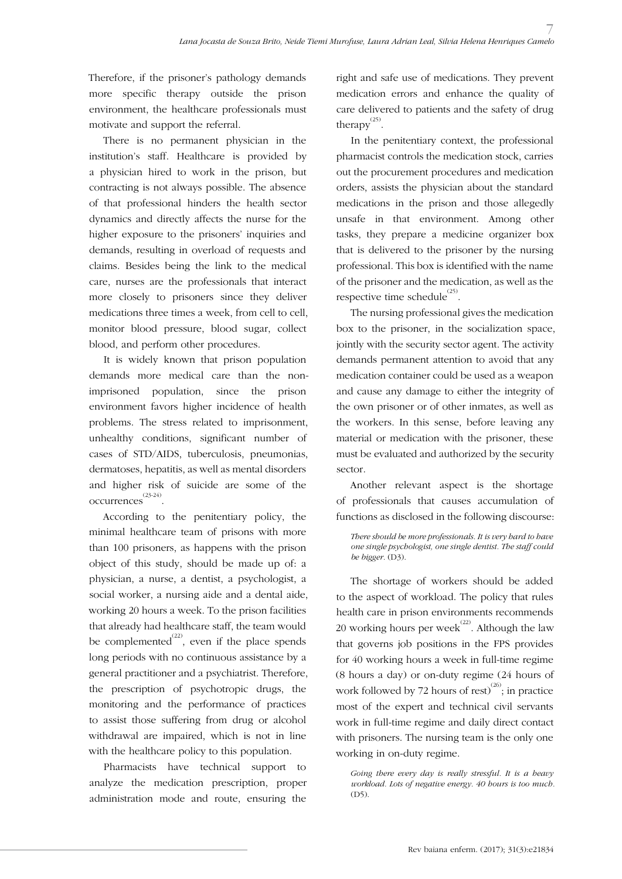Therefore, if the prisoner's pathology demands more specific therapy outside the prison environment, the healthcare professionals must motivate and support the referral.

There is no permanent physician in the institution's staff. Healthcare is provided by a physician hired to work in the prison, but contracting is not always possible. The absence of that professional hinders the health sector dynamics and directly affects the nurse for the higher exposure to the prisoners' inquiries and demands, resulting in overload of requests and claims. Besides being the link to the medical care, nurses are the professionals that interact more closely to prisoners since they deliver medications three times a week, from cell to cell, monitor blood pressure, blood sugar, collect blood, and perform other procedures.

It is widely known that prison population demands more medical care than the non-imprisoned population, since the prison environment favors higher incidence of health problems. The stress related to imprisonment, unhealthy conditions, significant number of cases of STD/AIDS, tuberculosis, pneumonias, dermatoses, hepatitis, as well as mental disorders and higher risk of suicide are some of the occurrences[23-24].

According to the penitentiary policy, the minimal healthcare team of prisons with more than 100 prisoners, as happens with the prison object of this study, should be made up of: a physician, a nurse, a dentist, a psychologist, a social worker, a nursing aide and a dental aide, working 20 hours a week. To the prison facilities that already had healthcare staff, the team would be complemented[22], even if the place spends long periods with no continuous assistance by a general practitioner and a psychiatrist. Therefore, the prescription of psychotropic drugs, the monitoring and the performance of practices to assist those suffering from drug or alcohol withdrawal are impaired, which is not in line with the healthcare policy to this population.

Pharmacists have technical support to analyze the medication prescription, proper administration mode and route, ensuring the right and safe use of medications. They prevent medication errors and enhance the quality of care delivered to patients and the safety of drug therapy[25].

In the penitentiary context, the professional pharmacist controls the medication stock, carries out the procurement procedures and medication orders, assists the physician about the standard medications in the prison and those allegedly unsafe in that environment. Among other tasks, they prepare a medicine organizer box that is delivered to the prisoner by the nursing professional. This box is identified with the name of the prisoner and the medication, as well as the respective time schedule[25].

The nursing professional gives the medication box to the prisoner, in the socialization space, jointly with the security sector agent. The activity demands permanent attention to avoid that any medication container could be used as a weapon and cause any damage to either the integrity of the own prisoner or of other inmates, as well as the workers. In this sense, before leaving any material or medication with the prisoner, these must be evaluated and authorized by the security sector.

Another relevant aspect is the shortage of professionals that causes accumulation of functions as disclosed in the following discourse:

> *There should be more professionals. It is very hard to have one single psychologist, one single dentist. The staff could be bigger.* (D3).

The shortage of workers should be added to the aspect of workload. The policy that rules health care in prison environments recommends 20 working hours per week[22]. Although the law that governs job positions in the FPS provides for 40 working hours a week in full-time regime (8 hours a day) or on-duty regime (24 hours of work followed by 72 hours of rest)[26]; in practice most of the expert and technical civil servants work in full-time regime and daily direct contact with prisoners. The nursing team is the only one working in on-duty regime.

> *Going there every day is really stressful. It is a heavy workload. Lots of negative energy. 40 hours is too much.* (D5).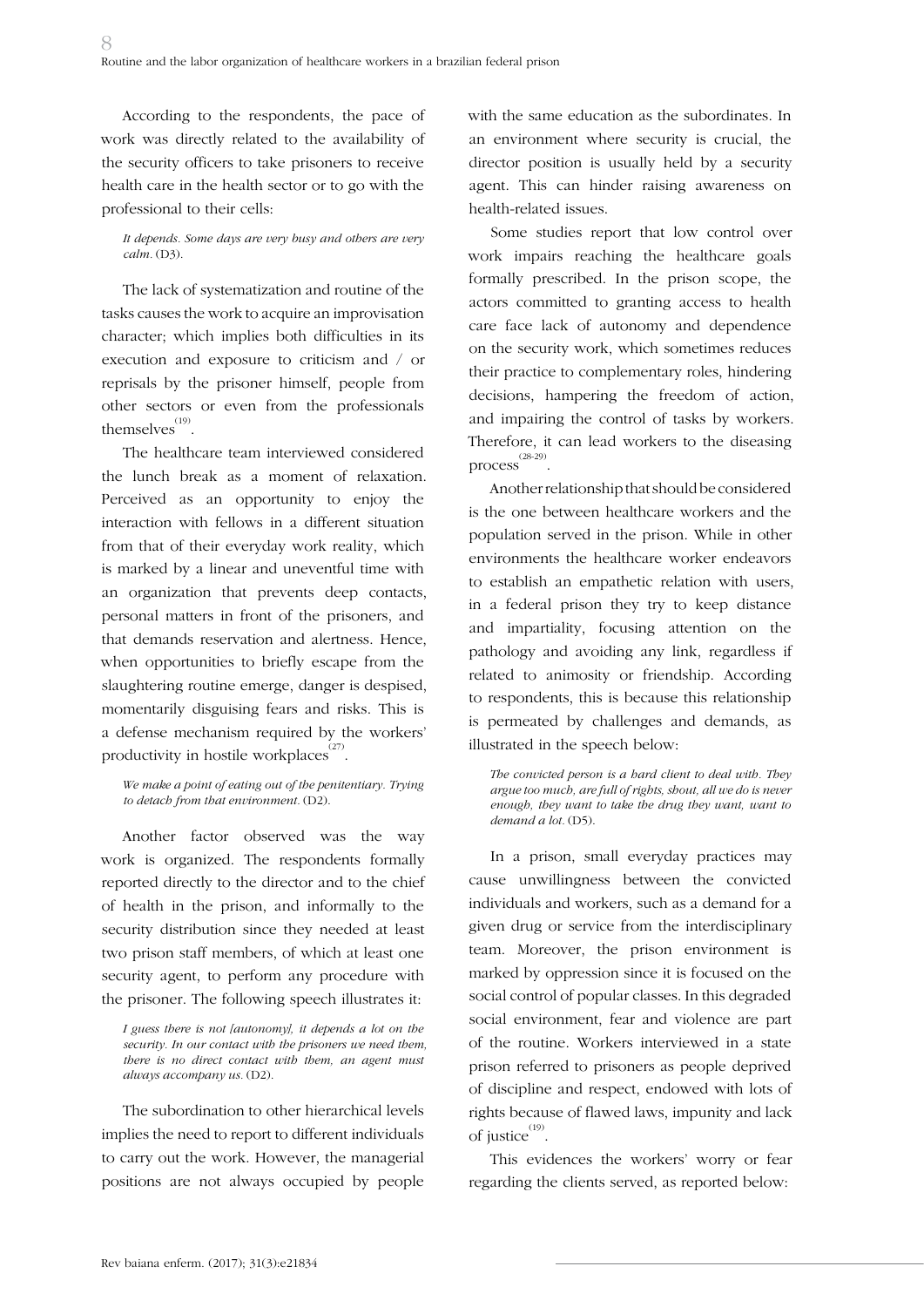According to the respondents, the pace of work was directly related to the availability of the security officers to take prisoners to receive health care in the health sector or to go with the professional to their cells:

> *It depends. Some days are very busy and others are very calm.* (D3).

The lack of systematization and routine of the tasks causes the work to acquire an improvisation character; which implies both difficulties in its execution and exposure to criticism and / or reprisals by the prisoner himself, people from other sectors or even from the professionals themselves[19].

The healthcare team interviewed considered the lunch break as a moment of relaxation. Perceived as an opportunity to enjoy the interaction with fellows in a different situation from that of their everyday work reality, which is marked by a linear and uneventful time with an organization that prevents deep contacts, personal matters in front of the prisoners, and that demands reservation and alertness. Hence, when opportunities to briefly escape from the slaughtering routine emerge, danger is despised, momentarily disguising fears and risks. This is a defense mechanism required by the workers' productivity in hostile workplaces[27].

> *We make a point of eating out of the penitentiary. Trying to detach from that environment.* (D2).

Another factor observed was the way work is organized. The respondents formally reported directly to the director and to the chief of health in the prison, and informally to the security distribution since they needed at least two prison staff members, of which at least one security agent, to perform any procedure with the prisoner. The following speech illustrates it:

> *I guess there is not [autonomy], it depends a lot on the security. In our contact with the prisoners we need them, there is no direct contact with them, an agent must always accompany us.* (D2).

The subordination to other hierarchical levels implies the need to report to different individuals to carry out the work. However, the managerial positions are not always occupied by people with the same education as the subordinates. In an environment where security is crucial, the director position is usually held by a security agent. This can hinder raising awareness on health-related issues.

Some studies report that low control over work impairs reaching the healthcare goals formally prescribed. In the prison scope, the actors committed to granting access to health care face lack of autonomy and dependence on the security work, which sometimes reduces their practice to complementary roles, hindering decisions, hampering the freedom of action, and impairing the control of tasks by workers. Therefore, it can lead workers to the diseasing process[28-29].

Another relationship that should be considered is the one between healthcare workers and the population served in the prison. While in other environments the healthcare worker endeavors to establish an empathetic relation with users, in a federal prison they try to keep distance and impartiality, focusing attention on the pathology and avoiding any link, regardless if related to animosity or friendship. According to respondents, this is because this relationship is permeated by challenges and demands, as illustrated in the speech below:

> *The convicted person is a hard client to deal with. They argue too much, are full of rights, shout, all we do is never enough, they want to take the drug they want, want to demand a lot.* (D5).

In a prison, small everyday practices may cause unwillingness between the convicted individuals and workers, such as a demand for a given drug or service from the interdisciplinary team. Moreover, the prison environment is marked by oppression since it is focused on the social control of popular classes. In this degraded social environment, fear and violence are part of the routine. Workers interviewed in a state prison referred to prisoners as people deprived of discipline and respect, endowed with lots of rights because of flawed laws, impunity and lack of justice[19].

This evidences the workers' worry or fear regarding the clients served, as reported below: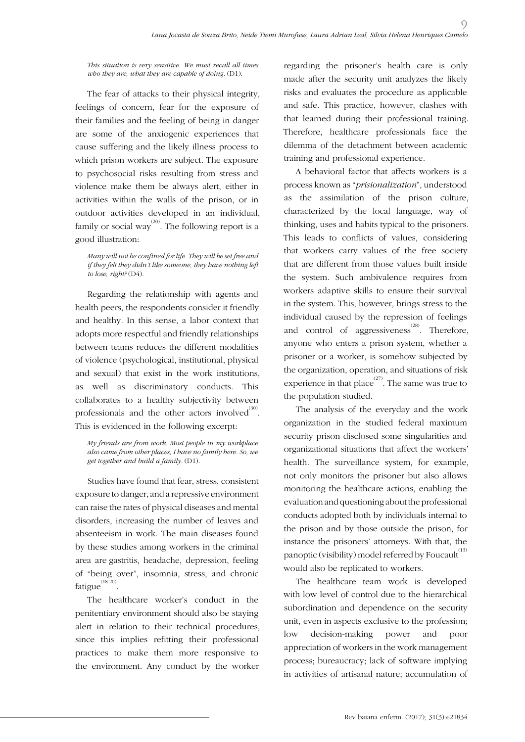*This situation is very sensitive. We must recall all times who they are, what they are capable of doing.* (D1).

The fear of attacks to their physical integrity, feelings of concern, fear for the exposure of their families and the feeling of being in danger are some of the anxiogenic experiences that cause suffering and the likely illness process to which prison workers are subject. The exposure to psychosocial risks resulting from stress and violence make them be always alert, either in activities within the walls of the prison, or in outdoor activities developed in an individual, family or social way[20]. The following report is a good illustration:

*Many will not be confined for life. They will be set free and if they felt they didn't like someone, they have nothing left to lose, right?* (D4).

Regarding the relationship with agents and health peers, the respondents consider it friendly and healthy. In this sense, a labor context that adopts more respectful and friendly relationships between teams reduces the different modalities of violence (psychological, institutional, physical and sexual) that exist in the work institutions, as well as discriminatory conducts. This collaborates to a healthy subjectivity between professionals and the other actors involved[30]. This is evidenced in the following excerpt:

*My friends are from work. Most people in my workplace also came from other places, I have no family here. So, we get together and build a family.* (D1).

Studies have found that fear, stress, consistent exposure to danger, and a repressive environment can raise the rates of physical diseases and mental disorders, increasing the number of leaves and absenteeism in work. The main diseases found by these studies among workers in the criminal area are gastritis, headache, depression, feeling of "being over", insomnia, stress, and chronic fatigue[18-20].

The healthcare worker's conduct in the penitentiary environment should also be staying alert in relation to their technical procedures, since this implies refitting their professional practices to make them more responsive to the environment. Any conduct by the worker regarding the prisoner's health care is only made after the security unit analyzes the likely risks and evaluates the procedure as applicable and safe. This practice, however, clashes with that learned during their professional training. Therefore, healthcare professionals face the dilemma of the detachment between academic training and professional experience.

A behavioral factor that affects workers is a process known as "*prisionalization*", understood as the assimilation of the prison culture, characterized by the local language, way of thinking, uses and habits typical to the prisoners. This leads to conflicts of values, considering that workers carry values of the free society that are different from those values built inside the system. Such ambivalence requires from workers adaptive skills to ensure their survival in the system. This, however, brings stress to the individual caused by the repression of feelings and control of aggressiveness[28]. Therefore, anyone who enters a prison system, whether a prisoner or a worker, is somehow subjected by the organization, operation, and situations of risk experience in that place[27]. The same was true to the population studied.

The analysis of the everyday and the work organization in the studied federal maximum security prison disclosed some singularities and organizational situations that affect the workers' health. The surveillance system, for example, not only monitors the prisoner but also allows monitoring the healthcare actions, enabling the evaluation and questioning about the professional conducts adopted both by individuals internal to the prison and by those outside the prison, for instance the prisoners' attorneys. With that, the panoptic (visibility) model referred by Foucault[13] would also be replicated to workers.

The healthcare team work is developed with low level of control due to the hierarchical subordination and dependence on the security unit, even in aspects exclusive to the profession; low decision-making power and poor appreciation of workers in the work management process; bureaucracy; lack of software implying in activities of artisanal nature; accumulation of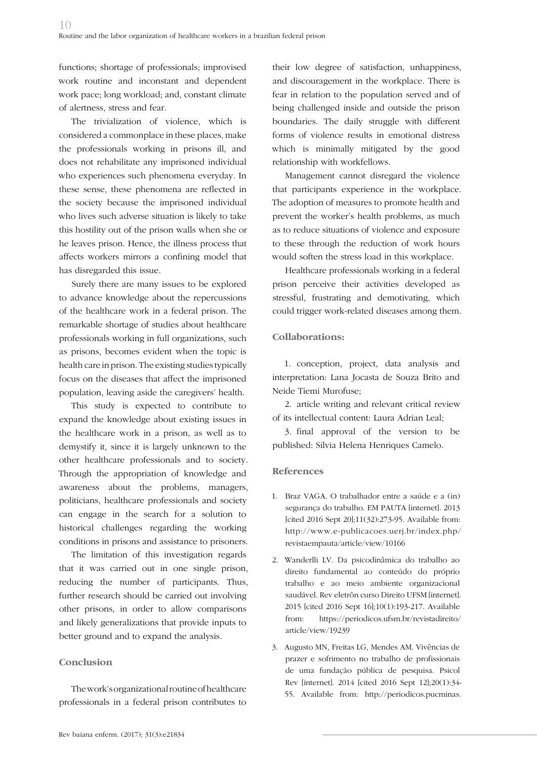functions; shortage of professionals; improvised work routine and inconstant and dependent work pace; long workload; and, constant climate of alertness, stress and fear.

The trivialization of violence, which is considered a commonplace in these places, make the professionals working in prisons ill, and does not rehabilitate any imprisoned individual who experiences such phenomena everyday. In these sense, these phenomena are reflected in the society because the imprisoned individual who lives such adverse situation is likely to take this hostility out of the prison walls when she or he leaves prison. Hence, the illness process that affects workers mirrors a confining model that has disregarded this issue.

Surely there are many issues to be explored to advance knowledge about the repercussions of the healthcare work in a federal prison. The remarkable shortage of studies about healthcare professionals working in full organizations, such as prisons, becomes evident when the topic is health care in prison. The existing studies typically focus on the diseases that affect the imprisoned population, leaving aside the caregivers' health.

This study is expected to contribute to expand the knowledge about existing issues in the healthcare work in a prison, as well as to demystify it, since it is largely unknown to the other healthcare professionals and to society. Through the appropriation of knowledge and awareness about the problems, managers, politicians, healthcare professionals and society can engage in the search for a solution to historical challenges regarding the working conditions in prisons and assistance to prisoners.

The limitation of this investigation regards that it was carried out in one single prison, reducing the number of participants. Thus, further research should be carried out involving other prisons, in order to allow comparisons and likely generalizations that provide inputs to better ground and to expand the analysis.

## Conclusion

The work's organizational routine of healthcare professionals in a federal prison contributes to their low degree of satisfaction, unhappiness, and discouragement in the workplace. There is fear in relation to the population served and of being challenged inside and outside the prison boundaries. The daily struggle with different forms of violence results in emotional distress which is minimally mitigated by the good relationship with workfellows.

Management cannot disregard the violence that participants experience in the workplace. The adoption of measures to promote health and prevent the worker's health problems, as much as to reduce situations of violence and exposure to these through the reduction of work hours would soften the stress load in this workplace.

Healthcare professionals working in a federal prison perceive their activities developed as stressful, frustrating and demotivating, which could trigger work-related diseases among them.

## Collaborations:

1. conception, project, data analysis and interpretation: Lana Jocasta de Souza Brito and Neide Tiemi Murofuse;

2. article writing and relevant critical review of its intellectual content: Laura Adrian Leal;

3. final approval of the version to be published: Silvia Helena Henriques Camelo.

## References

1. Braz VAGA. O trabalhador entre a saúde e a (in) segurança do trabalho. EM PAUTA [internet]. 2013 [cited 2016 Sept 20];11(32):273-95. Available from: http://www.e-publicacoes.uerj.br/index.php/revistaempauta/article/view/10166

2. Wanderlli LV. Da psicodinâmica do trabalho ao direito fundamental ao conteúdo do próprio trabalho e ao meio ambiente organizacional saudável. Rev eletrôn curso Direito UFSM [internet]. 2015 [cited 2016 Sept 16];10(1):193-217. Available from: https://periodicos.ufsm.br/revistadireito/article/view/19239

3. Augusto MN, Freitas LG, Mendes AM. Vivências de prazer e sofrimento no trabalho de profissionais de uma fundação pública de pesquisa. Psicol Rev [internet]. 2014 [cited 2016 Sept 12];20(1):34-55. Available from: http://periodicos.pucminas.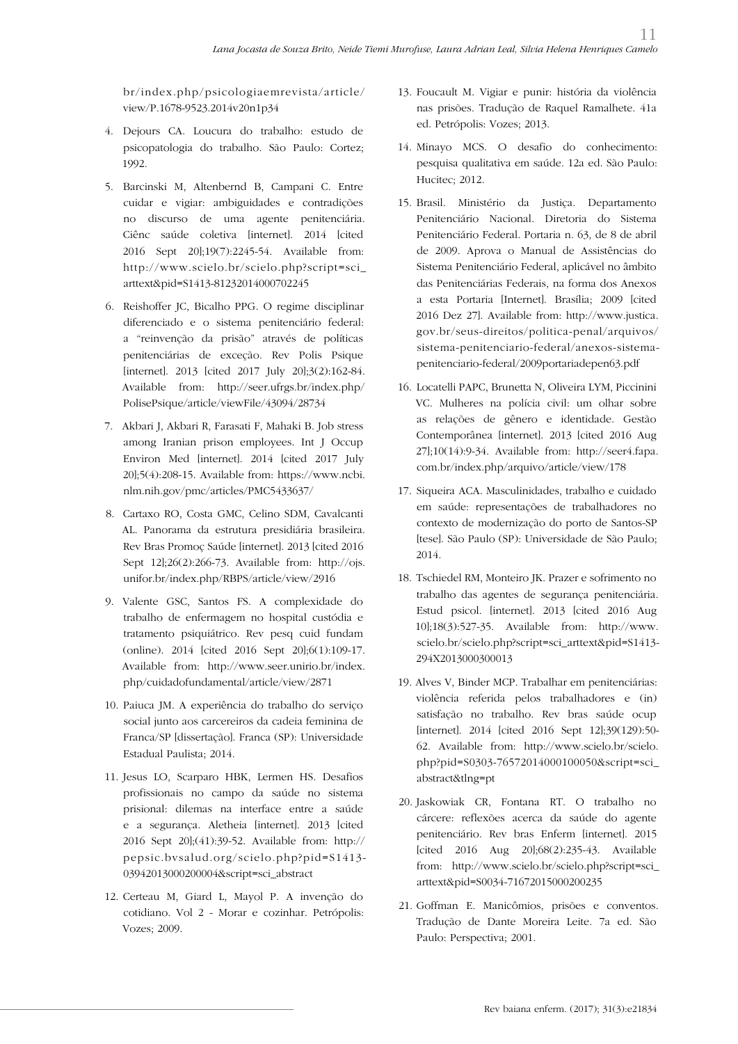br/index.php/psicologiaemrevista/article/view/P.1678-9523.2014v20n1p34

4. Dejours CA. Loucura do trabalho: estudo de psicopatologia do trabalho. São Paulo: Cortez; 1992.

5. Barcinski M, Altenbernd B, Campani C. Entre cuidar e vigiar: ambiguidades e contradições no discurso de uma agente penitenciária. Ciênc saúde coletiva [internet]. 2014 [cited 2016 Sept 20];19(7):2245-54. Available from: http://www.scielo.br/scielo.php?script=sci_arttext&pid=S1413-81232014000702245

6. Reishoffer JC, Bicalho PPG. O regime disciplinar diferenciado e o sistema penitenciário federal: a "reinvenção da prisão" através de políticas penitenciárias de exceção. Rev Polis Psique [internet]. 2013 [cited 2017 July 20];3(2):162-84. Available from: http://seer.ufrgs.br/index.php/PolisePsique/article/viewFile/43094/28734

7. Akbari J, Akbari R, Farasati F, Mahaki B. Job stress among Iranian prison employees. Int J Occup Environ Med [internet]. 2014 [cited 2017 July 20];5(4):208-15. Available from: https://www.ncbi.nlm.nih.gov/pmc/articles/PMC5433637/

8. Cartaxo RO, Costa GMC, Celino SDM, Cavalcanti AL. Panorama da estrutura presidiária brasileira. Rev Bras Promoç Saúde [internet]. 2013 [cited 2016 Sept 12];26(2):266-73. Available from: http://ojs.unifor.br/index.php/RBPS/article/view/2916

9. Valente GSC, Santos FS. A complexidade do trabalho de enfermagem no hospital custódia e tratamento psiquiátrico. Rev pesq cuid fundam (online). 2014 [cited 2016 Sept 20];6(1):109-17. Available from: http://www.seer.unirio.br/index.php/cuidadofundamental/article/view/2871

10. Paiuca JM. A experiência do trabalho do serviço social junto aos carcereiros da cadeia feminina de Franca/SP [dissertação]. Franca (SP): Universidade Estadual Paulista; 2014.

11. Jesus LO, Scarparo HBK, Lermen HS. Desafios profissionais no campo da saúde no sistema prisional: dilemas na interface entre a saúde e a segurança. Aletheia [internet]. 2013 [cited 2016 Sept 20];(41):39-52. Available from: http://pepsic.bvsalud.org/scielo.php?pid=S1413-03942013000200004&script=sci_abstract

12. Certeau M, Giard L, Mayol P. A invenção do cotidiano. Vol 2 - Morar e cozinhar. Petrópolis: Vozes; 2009.

13. Foucault M. Vigiar e punir: história da violência nas prisões. Tradução de Raquel Ramalhete. 41a ed. Petrópolis: Vozes; 2013.

14. Minayo MCS. O desafio do conhecimento: pesquisa qualitativa em saúde. 12a ed. São Paulo: Hucitec; 2012.

15. Brasil. Ministério da Justiça. Departamento Penitenciário Nacional. Diretoria do Sistema Penitenciário Federal. Portaria n. 63, de 8 de abril de 2009. Aprova o Manual de Assistências do Sistema Penitenciário Federal, aplicável no âmbito das Penitenciárias Federais, na forma dos Anexos a esta Portaria [Internet]. Brasília; 2009 [cited 2016 Dez 27]. Available from: http://www.justica.gov.br/seus-direitos/politica-penal/arquivos/sistema-penitenciario-federal/anexos-sistema-penitenciario-federal/2009portariadepen63.pdf

16. Locatelli PAPC, Brunetta N, Oliveira LYM, Piccinini VC. Mulheres na polícia civil: um olhar sobre as relações de gênero e identidade. Gestão Contemporânea [internet]. 2013 [cited 2016 Aug 27];10(14):9-34. Available from: http://seer4.fapa.com.br/index.php/arquivo/article/view/178

17. Siqueira ACA. Masculinidades, trabalho e cuidado em saúde: representações de trabalhadores no contexto de modernização do porto de Santos-SP [tese]. São Paulo (SP): Universidade de São Paulo; 2014.

18. Tschiedel RM, Monteiro JK. Prazer e sofrimento no trabalho das agentes de segurança penitenciária. Estud psicol. [internet]. 2013 [cited 2016 Aug 10];18(3):527-35. Available from: http://www.scielo.br/scielo.php?script=sci_arttext&pid=S1413-294X2013000300013

19. Alves V, Binder MCP. Trabalhar em penitenciárias: violência referida pelos trabalhadores e (in) satisfação no trabalho. Rev bras saúde ocup [internet]. 2014 [cited 2016 Sept 12];39(129):50-62. Available from: http://www.scielo.br/scielo.php?pid=S0303-76572014000100050&script=sci_abstract&tlng=pt

20. Jaskowiak CR, Fontana RT. O trabalho no cárcere: reflexões acerca da saúde do agente penitenciário. Rev bras Enferm [internet]. 2015 [cited 2016 Aug 20];68(2):235-43. Available from: http://www.scielo.br/scielo.php?script=sci_arttext&pid=S0034-71672015000200235

21. Goffman E. Manicômios, prisões e conventos. Tradução de Dante Moreira Leite. 7a ed. São Paulo: Perspectiva; 2001.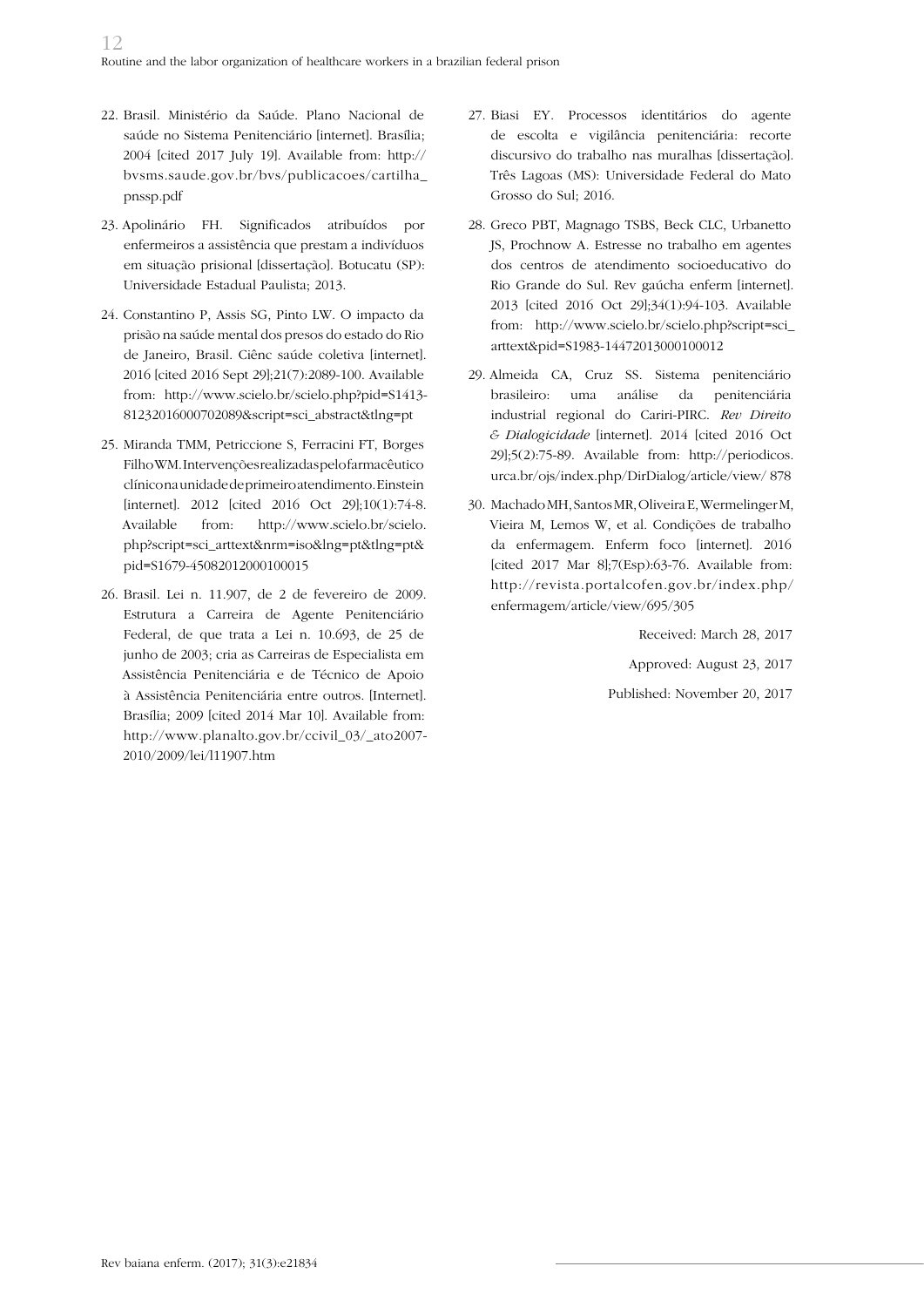22. Brasil. Ministério da Saúde. Plano Nacional de saúde no Sistema Penitenciário [internet]. Brasília; 2004 [cited 2017 July 19]. Available from: http://bvsms.saude.gov.br/bvs/publicacoes/cartilha_pnssp.pdf

23. Apolinário FH. Significados atribuídos por enfermeiros a assistência que prestam a indivíduos em situação prisional [dissertação]. Botucatu (SP): Universidade Estadual Paulista; 2013.

24. Constantino P, Assis SG, Pinto LW. O impacto da prisão na saúde mental dos presos do estado do Rio de Janeiro, Brasil. Ciênc saúde coletiva [internet]. 2016 [cited 2016 Sept 29];21(7):2089-100. Available from: http://www.scielo.br/scielo.php?pid=S1413-81232016000702089&script=sci_abstract&tlng=pt

25. Miranda TMM, Petriccione S, Ferracini FT, Borges Filho WM. Intervenções realizadas pelo farmacêutico clínico na unidade de primeiro atendimento. Einstein [internet]. 2012 [cited 2016 Oct 29];10(1):74-8. Available from: http://www.scielo.br/scielo.php?script=sci_arttext&nrm=iso&lng=pt&tlng=pt&pid=S1679-45082012000100015

26. Brasil. Lei n. 11.907, de 2 de fevereiro de 2009. Estrutura a Carreira de Agente Penitenciário Federal, de que trata a Lei n. 10.693, de 25 de junho de 2003; cria as Carreiras de Especialista em Assistência Penitenciária e de Técnico de Apoio à Assistência Penitenciária entre outros. [Internet]. Brasília; 2009 [cited 2014 Mar 10]. Available from: http://www.planalto.gov.br/ccivil_03/_ato2007-2010/2009/lei/l11907.htm

27. Biasi EY. Processos identitários do agente de escolta e vigilância penitenciária: recorte discursivo do trabalho nas muralhas [dissertação]. Três Lagoas (MS): Universidade Federal do Mato Grosso do Sul; 2016.

28. Greco PBT, Magnago TSBS, Beck CLC, Urbanetto JS, Prochnow A. Estresse no trabalho em agentes dos centros de atendimento socioeducativo do Rio Grande do Sul. Rev gaúcha enferm [internet]. 2013 [cited 2016 Oct 29];34(1):94-103. Available from: http://www.scielo.br/scielo.php?script=sci_arttext&pid=S1983-14472013000100012

29. Almeida CA, Cruz SS. Sistema penitenciário brasileiro: uma análise da penitenciária industrial regional do Cariri-PIRC. *Rev Direito & Dialogicidade* [internet]. 2014 [cited 2016 Oct 29];5(2):75-89. Available from: http://periodicos.urca.br/ojs/index.php/DirDialog/article/view/ 878

30. Machado MH, Santos MR, Oliveira E, Wermelinger M, Vieira M, Lemos W, et al. Condições de trabalho da enfermagem. Enferm foco [internet]. 2016 [cited 2017 Mar 8];7(Esp):63-76. Available from: http://revista.portalcofen.gov.br/index.php/enfermagem/article/view/695/305

Received: March 28, 2017

Approved: August 23, 2017

Published: November 20, 2017